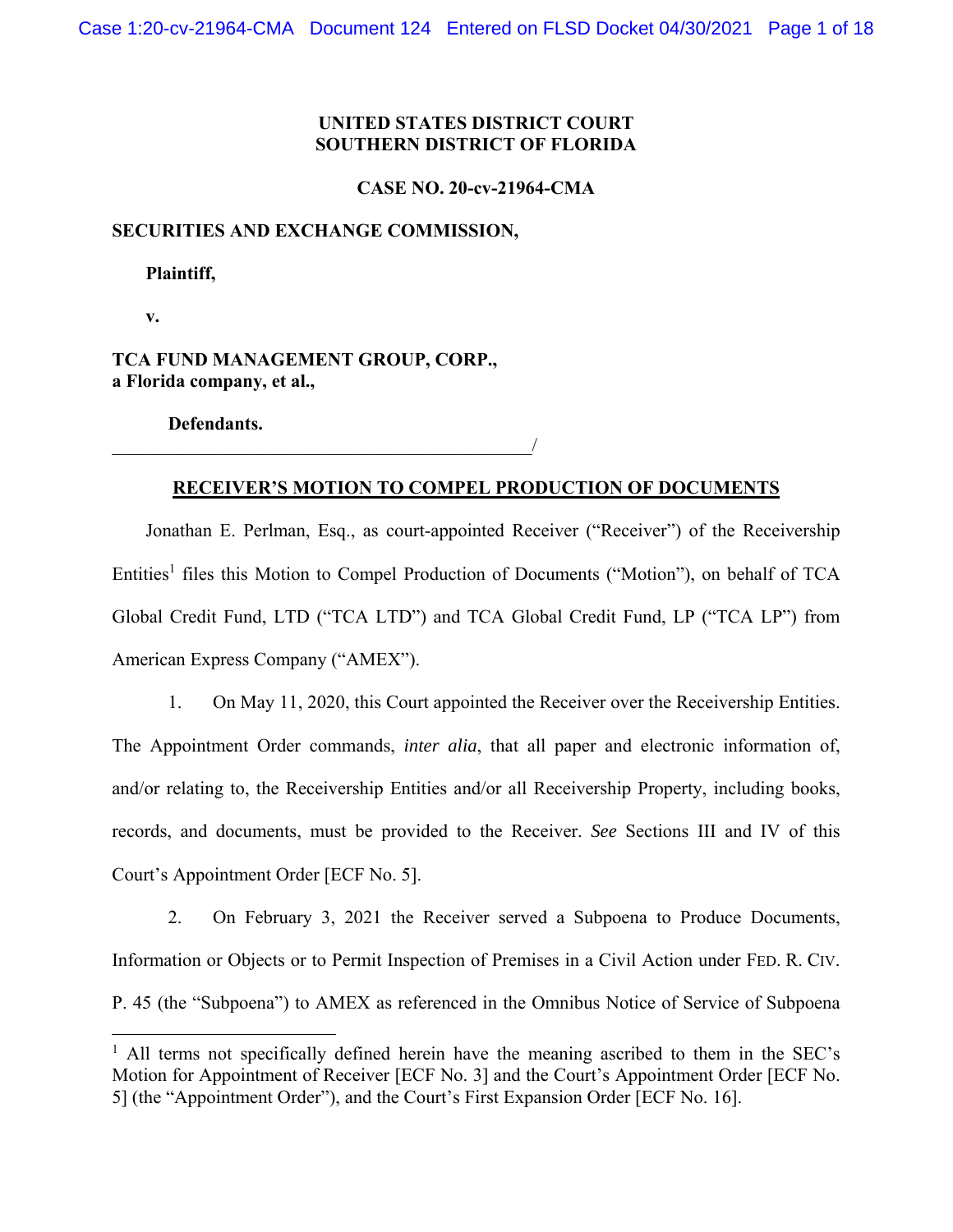**UNITED STATES DISTRICT COURT**
**SOUTHERN DISTRICT OF FLORIDA**

**CASE NO. 20-cv-21964-CMA**

**SECURITIES AND EXCHANGE COMMISSION,**

**Plaintiff,**

**v.**

**TCA FUND MANAGEMENT GROUP, CORP., a Florida company, et al.,**

**Defendants.**

______________________________________________/

## RECEIVER'S MOTION TO COMPEL PRODUCTION OF DOCUMENTS

Jonathan E. Perlman, Esq., as court-appointed Receiver ("Receiver") of the Receivership Entities[1] files this Motion to Compel Production of Documents ("Motion"), on behalf of TCA Global Credit Fund, LTD ("TCA LTD") and TCA Global Credit Fund, LP ("TCA LP") from American Express Company ("AMEX").

1. On May 11, 2020, this Court appointed the Receiver over the Receivership Entities. The Appointment Order commands, *inter alia*, that all paper and electronic information of, and/or relating to, the Receivership Entities and/or all Receivership Property, including books, records, and documents, must be provided to the Receiver. *See* Sections III and IV of this Court's Appointment Order [ECF No. 5].

2. On February 3, 2021 the Receiver served a Subpoena to Produce Documents, Information or Objects or to Permit Inspection of Premises in a Civil Action under FED. R. CIV. P. 45 (the "Subpoena") to AMEX as referenced in the Omnibus Notice of Service of Subpoena

---

[1] All terms not specifically defined herein have the meaning ascribed to them in the SEC's Motion for Appointment of Receiver [ECF No. 3] and the Court's Appointment Order [ECF No. 5] (the "Appointment Order"), and the Court's First Expansion Order [ECF No. 16].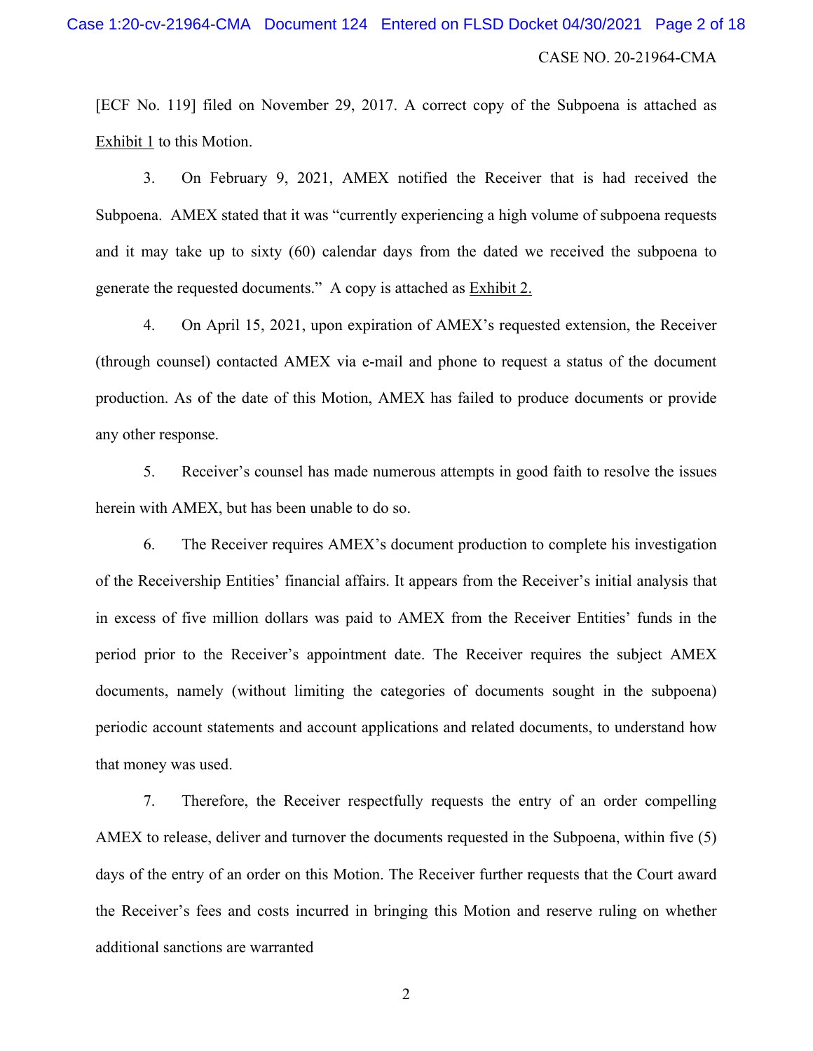[ECF No. 119] filed on November 29, 2017. A correct copy of the Subpoena is attached as Exhibit 1 to this Motion.

3. On February 9, 2021, AMEX notified the Receiver that is had received the Subpoena. AMEX stated that it was "currently experiencing a high volume of subpoena requests and it may take up to sixty (60) calendar days from the dated we received the subpoena to generate the requested documents." A copy is attached as Exhibit 2.

4. On April 15, 2021, upon expiration of AMEX's requested extension, the Receiver (through counsel) contacted AMEX via e-mail and phone to request a status of the document production. As of the date of this Motion, AMEX has failed to produce documents or provide any other response.

5. Receiver's counsel has made numerous attempts in good faith to resolve the issues herein with AMEX, but has been unable to do so.

6. The Receiver requires AMEX's document production to complete his investigation of the Receivership Entities' financial affairs. It appears from the Receiver's initial analysis that in excess of five million dollars was paid to AMEX from the Receiver Entities' funds in the period prior to the Receiver's appointment date. The Receiver requires the subject AMEX documents, namely (without limiting the categories of documents sought in the subpoena) periodic account statements and account applications and related documents, to understand how that money was used.

7. Therefore, the Receiver respectfully requests the entry of an order compelling AMEX to release, deliver and turnover the documents requested in the Subpoena, within five (5) days of the entry of an order on this Motion. The Receiver further requests that the Court award the Receiver's fees and costs incurred in bringing this Motion and reserve ruling on whether additional sanctions are warranted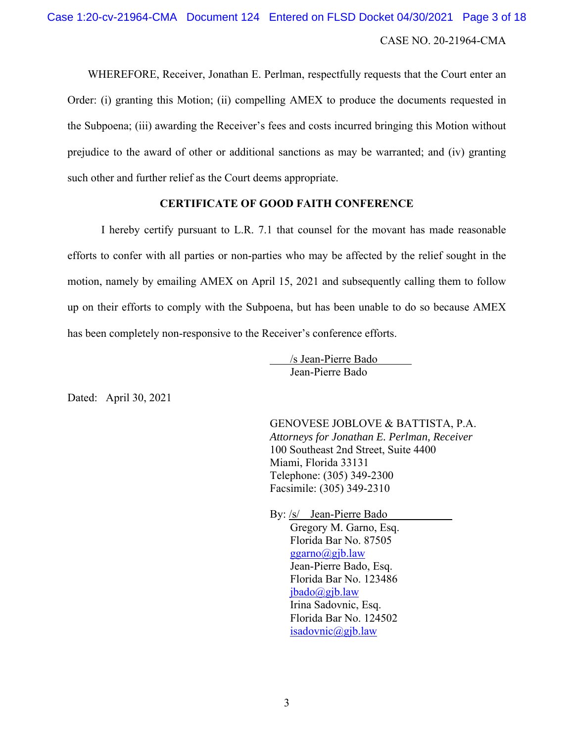WHEREFORE, Receiver, Jonathan E. Perlman, respectfully requests that the Court enter an Order: (i) granting this Motion; (ii) compelling AMEX to produce the documents requested in the Subpoena; (iii) awarding the Receiver's fees and costs incurred bringing this Motion without prejudice to the award of other or additional sanctions as may be warranted; and (iv) granting such other and further relief as the Court deems appropriate.

**CERTIFICATE OF GOOD FAITH CONFERENCE**

I hereby certify pursuant to L.R. 7.1 that counsel for the movant has made reasonable efforts to confer with all parties or non-parties who may be affected by the relief sought in the motion, namely by emailing AMEX on April 15, 2021 and subsequently calling them to follow up on their efforts to comply with the Subpoena, but has been unable to do so because AMEX has been completely non-responsive to the Receiver's conference efforts.

/s Jean-Pierre Bado
Jean-Pierre Bado

Dated: April 30, 2021

GENOVESE JOBLOVE & BATTISTA, P.A.
*Attorneys for Jonathan E. Perlman, Receiver*
100 Southeast 2nd Street, Suite 4400
Miami, Florida 33131
Telephone: (305) 349-2300
Facsimile: (305) 349-2310

By: /s/ Jean-Pierre Bado
Gregory M. Garno, Esq.
Florida Bar No. 87505
ggarno@gjb.law
Jean-Pierre Bado, Esq.
Florida Bar No. 123486
jbado@gjb.law
Irina Sadovnic, Esq.
Florida Bar No. 124502
isadovnic@gjb.law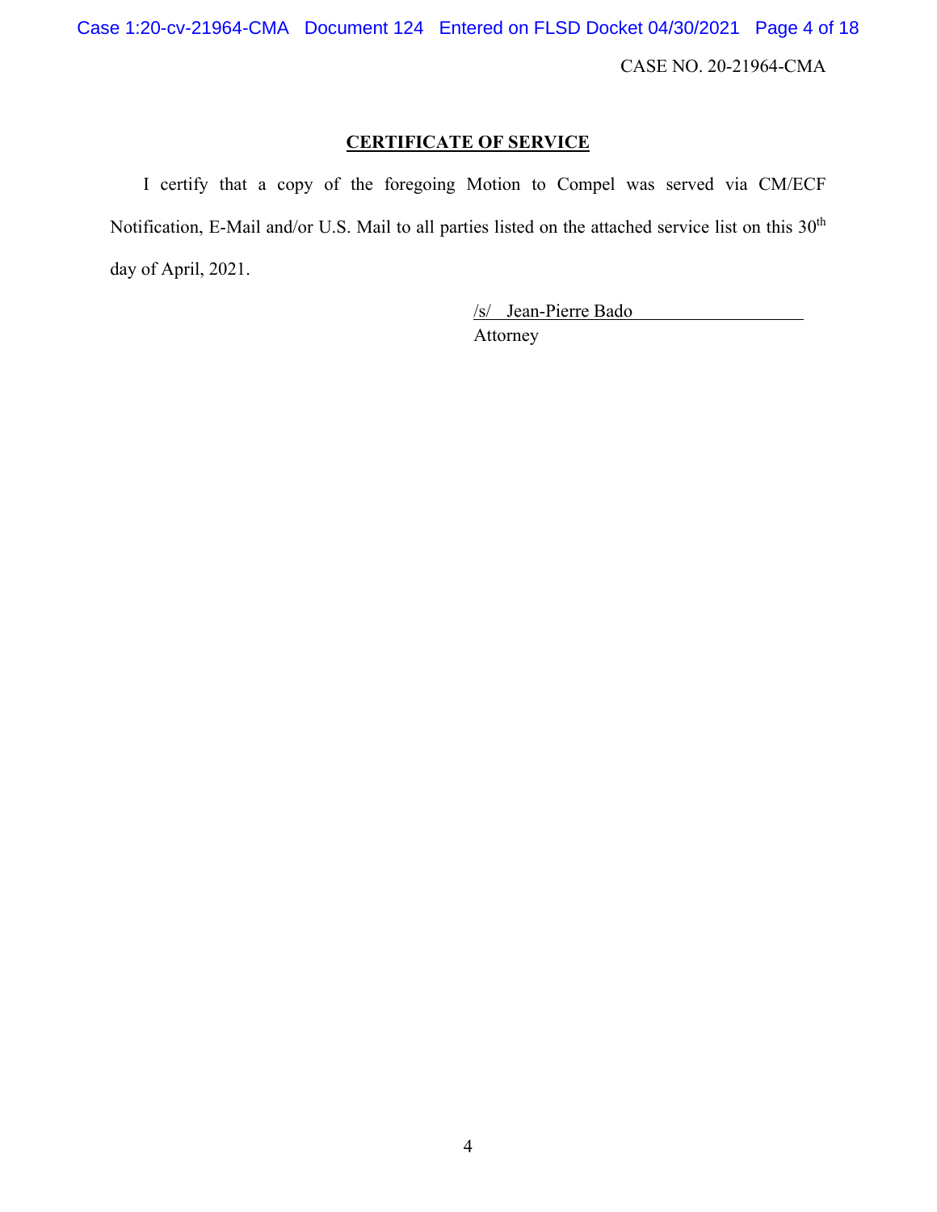CASE NO. 20-21964-CMA

## CERTIFICATE OF SERVICE

I certify that a copy of the foregoing Motion to Compel was served via CM/ECF Notification, E-Mail and/or U.S. Mail to all parties listed on the attached service list on this 30th day of April, 2021.

/s/ Jean-Pierre Bado
Attorney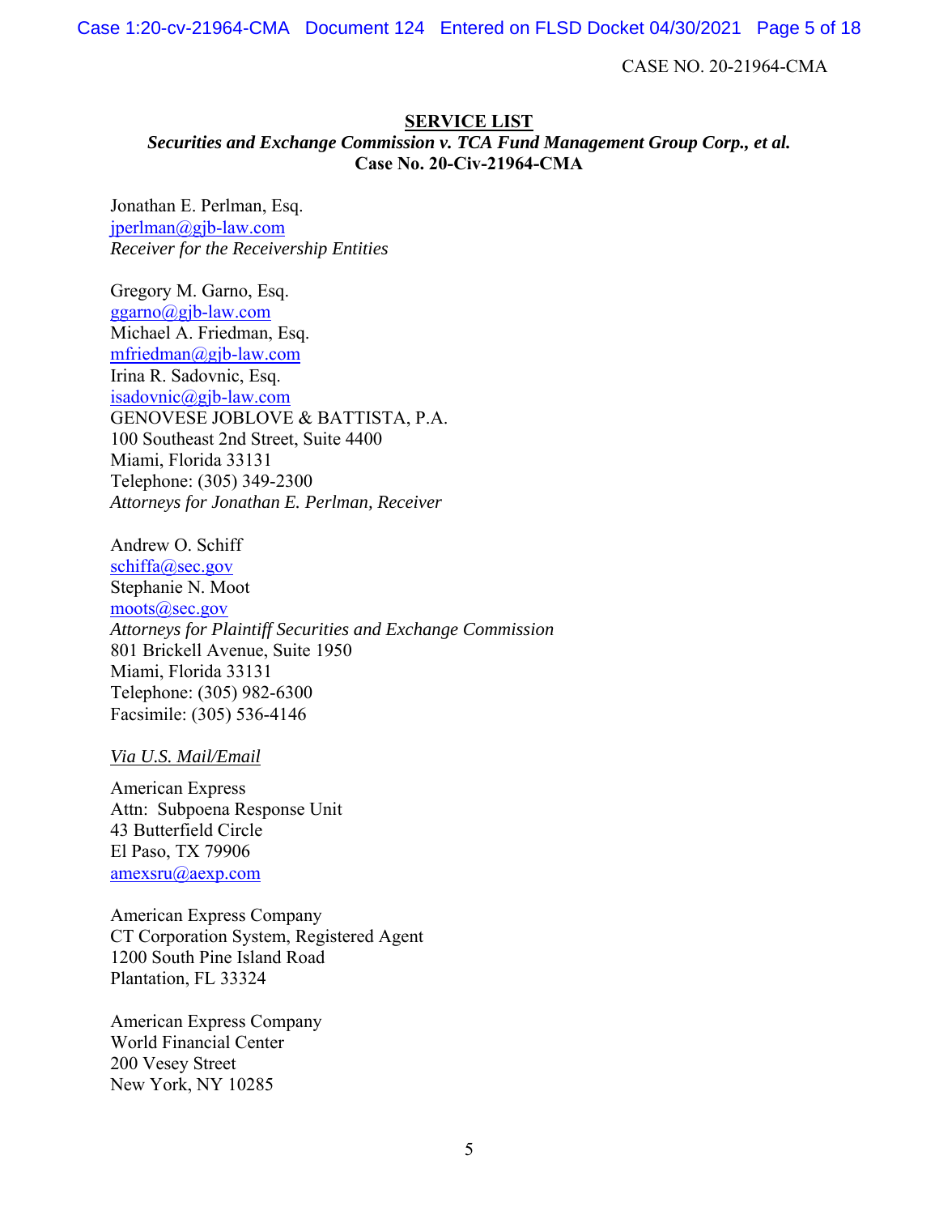CASE NO. 20-21964-CMA

**SERVICE LIST**

***Securities and Exchange Commission v. TCA Fund Management Group Corp., et al.***
**Case No. 20-Civ-21964-CMA**

Jonathan E. Perlman, Esq.
jperlman@gjb-law.com
*Receiver for the Receivership Entities*

Gregory M. Garno, Esq.
ggarno@gjb-law.com
Michael A. Friedman, Esq.
mfriedman@gjb-law.com
Irina R. Sadovnic, Esq.
isadovnic@gjb-law.com
GENOVESE JOBLOVE & BATTISTA, P.A.
100 Southeast 2nd Street, Suite 4400
Miami, Florida 33131
Telephone: (305) 349-2300
*Attorneys for Jonathan E. Perlman, Receiver*

Andrew O. Schiff
schiffa@sec.gov
Stephanie N. Moot
moots@sec.gov
*Attorneys for Plaintiff Securities and Exchange Commission*
801 Brickell Avenue, Suite 1950
Miami, Florida 33131
Telephone: (305) 982-6300
Facsimile: (305) 536-4146

*Via U.S. Mail/Email*

American Express
Attn: Subpoena Response Unit
43 Butterfield Circle
El Paso, TX 79906
amexsru@aexp.com

American Express Company
CT Corporation System, Registered Agent
1200 South Pine Island Road
Plantation, FL 33324

American Express Company
World Financial Center
200 Vesey Street
New York, NY 10285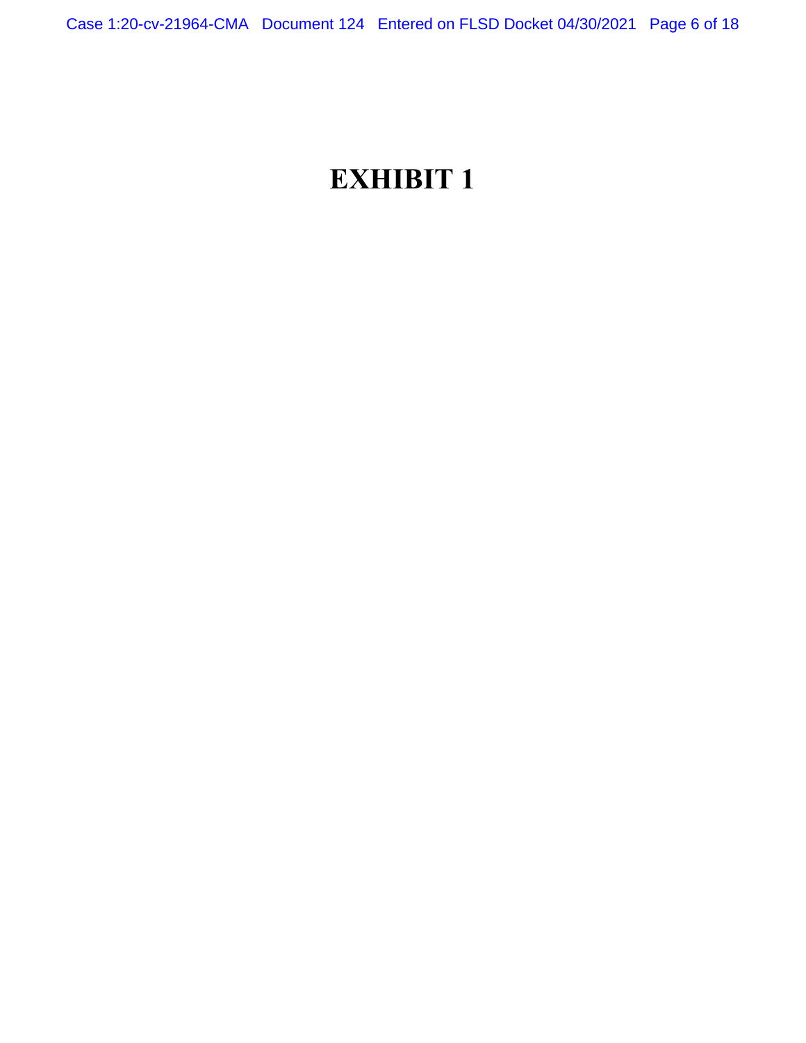# EXHIBIT 1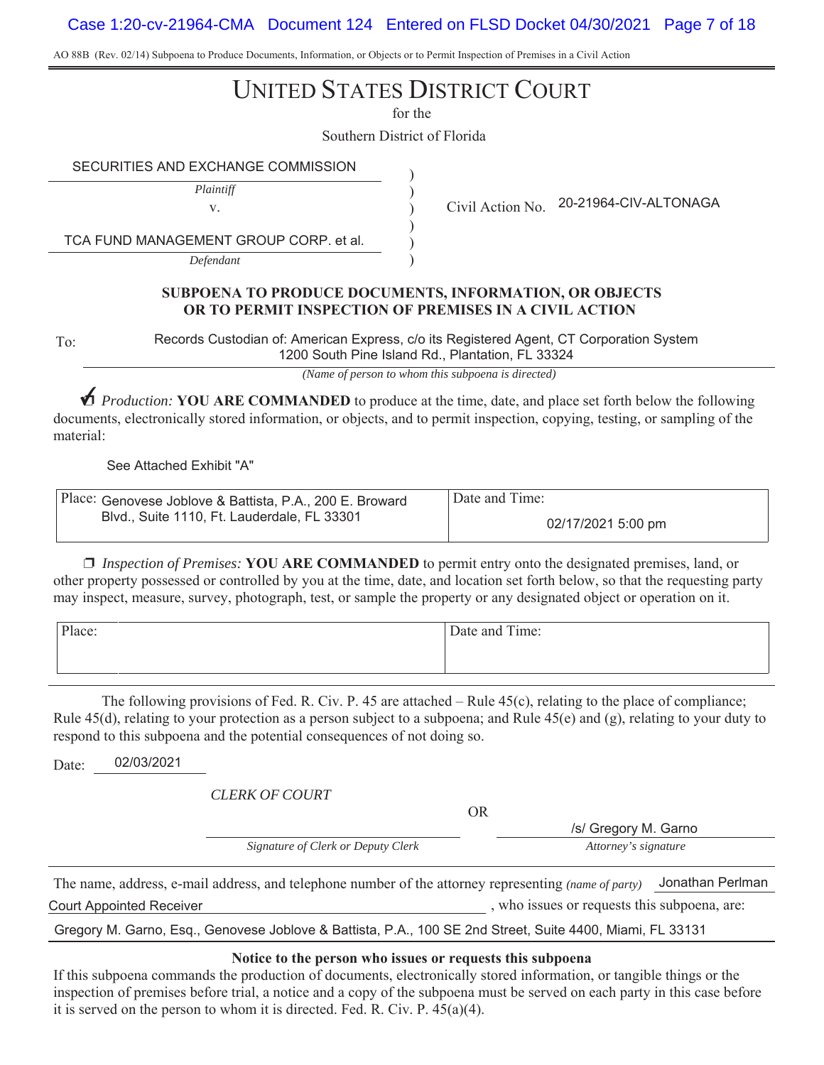AO 88B (Rev. 02/14) Subpoena to Produce Documents, Information, or Objects or to Permit Inspection of Premises in a Civil Action

# UNITED STATES DISTRICT COURT

for the

Southern District of Florida

| | | |
|---|---|---|
| SECURITIES AND EXCHANGE COMMISSION<br>*Plaintiff*<br>v.<br>TCA FUND MANAGEMENT GROUP CORP. et al.<br>*Defendant* | ) | Civil Action No. 20-21964-CIV-ALTONAGA |

**SUBPOENA TO PRODUCE DOCUMENTS, INFORMATION, OR OBJECTS OR TO PERMIT INSPECTION OF PREMISES IN A CIVIL ACTION**

To: Records Custodian of: American Express, c/o its Registered Agent, CT Corporation System
1200 South Pine Island Rd., Plantation, FL 33324

*(Name of person to whom this subpoena is directed)*

☑ *Production:* **YOU ARE COMMANDED** to produce at the time, date, and place set forth below the following documents, electronically stored information, or objects, and to permit inspection, copying, testing, or sampling of the material:

See Attached Exhibit "A"

| Place: Genovese Joblove & Battista, P.A., 200 E. Broward Blvd., Suite 1110, Ft. Lauderdale, FL 33301 | Date and Time:<br>02/17/2021 5:00 pm |
|---|---|

☐ *Inspection of Premises:* **YOU ARE COMMANDED** to permit entry onto the designated premises, land, or other property possessed or controlled by you at the time, date, and location set forth below, so that the requesting party may inspect, measure, survey, photograph, test, or sample the property or any designated object or operation on it.

| Place: | Date and Time: |
|---|---|

The following provisions of Fed. R. Civ. P. 45 are attached – Rule 45(c), relating to the place of compliance; Rule 45(d), relating to your protection as a person subject to a subpoena; and Rule 45(e) and (g), relating to your duty to respond to this subpoena and the potential consequences of not doing so.

Date: 02/03/2021

*CLERK OF COURT*

\_\_\_\_\_\_\_\_\_\_\_\_\_\_\_\_\_\_\_\_\_\_\_\_\_\_\_\_
*Signature of Clerk or Deputy Clerk*

OR

/s/ Gregory M. Garno
*Attorney's signature*

The name, address, e-mail address, and telephone number of the attorney representing *(name of party)* Jonathan Perlman Court Appointed Receiver, who issues or requests this subpoena, are:

Gregory M. Garno, Esq., Genovese Joblove & Battista, P.A., 100 SE 2nd Street, Suite 4400, Miami, FL 33131

**Notice to the person who issues or requests this subpoena**

If this subpoena commands the production of documents, electronically stored information, or tangible things or the inspection of premises before trial, a notice and a copy of the subpoena must be served on each party in this case before it is served on the person to whom it is directed. Fed. R. Civ. P. 45(a)(4).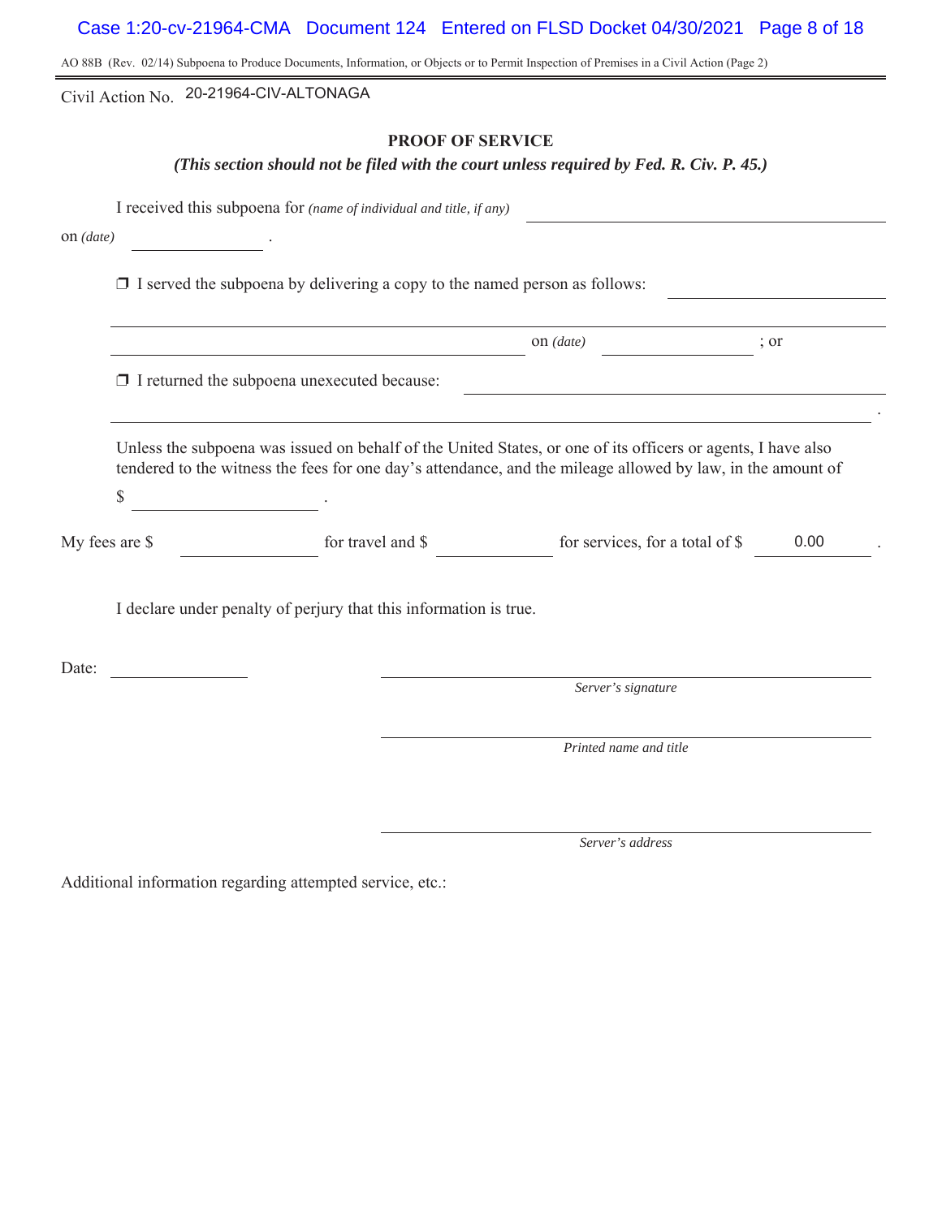AO 88B (Rev. 02/14) Subpoena to Produce Documents, Information, or Objects or to Permit Inspection of Premises in a Civil Action (Page 2)

Civil Action No. 20-21964-CIV-ALTONAGA

## PROOF OF SERVICE

***(This section should not be filed with the court unless required by Fed. R. Civ. P. 45.)***

I received this subpoena for *(name of individual and title, if any)* \_\_\_\_\_\_\_\_\_\_\_\_\_\_\_\_\_\_\_\_
on *(date)* \_\_\_\_\_\_\_\_\_\_ .

❒ I served the subpoena by delivering a copy to the named person as follows: \_\_\_\_\_\_\_\_\_\_\_\_\_\_\_\_\_\_\_\_

\_\_\_\_\_\_\_\_\_\_\_\_\_\_\_\_\_\_\_\_ on *(date)* \_\_\_\_\_\_\_\_\_\_ ; or

❒ I returned the subpoena unexecuted because: \_\_\_\_\_\_\_\_\_\_\_\_\_\_\_\_\_\_\_\_
\_\_\_\_\_\_\_\_\_\_\_\_\_\_\_\_\_\_\_\_ .

Unless the subpoena was issued on behalf of the United States, or one of its officers or agents, I have also tendered to the witness the fees for one day's attendance, and the mileage allowed by law, in the amount of
$ \_\_\_\_\_\_\_\_\_\_ .

My fees are $ \_\_\_\_\_\_\_\_\_\_ for travel and $ \_\_\_\_\_\_\_\_\_\_ for services, for a total of $ 0.00 .

I declare under penalty of perjury that this information is true.

Date: \_\_\_\_\_\_\_\_\_\_

\_\_\_\_\_\_\_\_\_\_\_\_\_\_\_\_\_\_\_\_
*Server's signature*

\_\_\_\_\_\_\_\_\_\_\_\_\_\_\_\_\_\_\_\_
*Printed name and title*

\_\_\_\_\_\_\_\_\_\_\_\_\_\_\_\_\_\_\_\_
*Server's address*

Additional information regarding attempted service, etc.: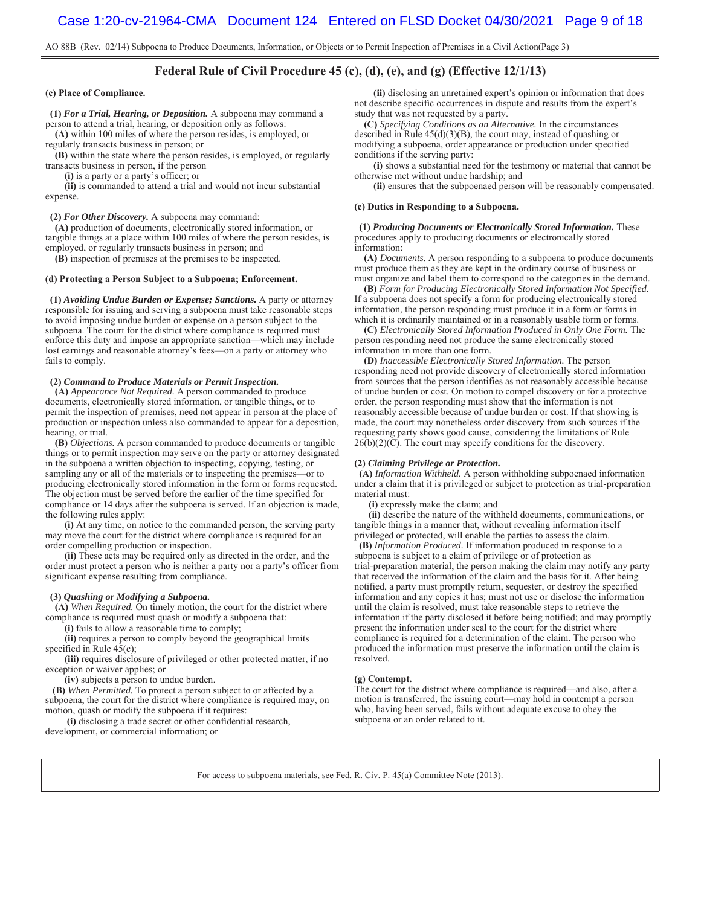AO 88B (Rev. 02/14) Subpoena to Produce Documents, Information, or Objects or to Permit Inspection of Premises in a Civil Action(Page 3)

## Federal Rule of Civil Procedure 45 (c), (d), (e), and (g) (Effective 12/1/13)

**(c) Place of Compliance.**

**(1)** ***For a Trial, Hearing, or Deposition.*** A subpoena may command a person to attend a trial, hearing, or deposition only as follows:

**(A)** within 100 miles of where the person resides, is employed, or regularly transacts business in person; or

**(B)** within the state where the person resides, is employed, or regularly transacts business in person, if the person

**(i)** is a party or a party's officer; or

**(ii)** is commanded to attend a trial and would not incur substantial expense.

**(2)** ***For Other Discovery.*** A subpoena may command:

**(A)** production of documents, electronically stored information, or tangible things at a place within 100 miles of where the person resides, is employed, or regularly transacts business in person; and

**(B)** inspection of premises at the premises to be inspected.

**(d) Protecting a Person Subject to a Subpoena; Enforcement.**

**(1)** ***Avoiding Undue Burden or Expense; Sanctions.*** A party or attorney responsible for issuing and serving a subpoena must take reasonable steps to avoid imposing undue burden or expense on a person subject to the subpoena. The court for the district where compliance is required must enforce this duty and impose an appropriate sanction—which may include lost earnings and reasonable attorney's fees—on a party or attorney who fails to comply.

**(2)** ***Command to Produce Materials or Permit Inspection.***

**(A)** *Appearance Not Required.* A person commanded to produce documents, electronically stored information, or tangible things, or to permit the inspection of premises, need not appear in person at the place of production or inspection unless also commanded to appear for a deposition, hearing, or trial.

**(B)** *Objections.* A person commanded to produce documents or tangible things or to permit inspection may serve on the party or attorney designated in the subpoena a written objection to inspecting, copying, testing, or sampling any or all of the materials or to inspecting the premises—or to producing electronically stored information in the form or forms requested. The objection must be served before the earlier of the time specified for compliance or 14 days after the subpoena is served. If an objection is made, the following rules apply:

**(i)** At any time, on notice to the commanded person, the serving party may move the court for the district where compliance is required for an order compelling production or inspection.

**(ii)** These acts may be required only as directed in the order, and the order must protect a person who is neither a party nor a party's officer from significant expense resulting from compliance.

**(3)** ***Quashing or Modifying a Subpoena.***

**(A)** *When Required.* On timely motion, the court for the district where compliance is required must quash or modify a subpoena that:

**(i)** fails to allow a reasonable time to comply;

**(ii)** requires a person to comply beyond the geographical limits specified in Rule 45(c);

**(iii)** requires disclosure of privileged or other protected matter, if no exception or waiver applies; or

**(iv)** subjects a person to undue burden.

**(B)** *When Permitted.* To protect a person subject to or affected by a subpoena, the court for the district where compliance is required may, on motion, quash or modify the subpoena if it requires:

**(i)** disclosing a trade secret or other confidential research, development, or commercial information; or

**(ii)** disclosing an unretained expert's opinion or information that does not describe specific occurrences in dispute and results from the expert's study that was not requested by a party.

**(C)** *Specifying Conditions as an Alternative.* In the circumstances described in Rule 45(d)(3)(B), the court may, instead of quashing or modifying a subpoena, order appearance or production under specified conditions if the serving party:

**(i)** shows a substantial need for the testimony or material that cannot be otherwise met without undue hardship; and

**(ii)** ensures that the subpoenaed person will be reasonably compensated.

**(e) Duties in Responding to a Subpoena.**

**(1)** ***Producing Documents or Electronically Stored Information.*** These procedures apply to producing documents or electronically stored information:

**(A)** *Documents.* A person responding to a subpoena to produce documents must produce them as they are kept in the ordinary course of business or must organize and label them to correspond to the categories in the demand.

**(B)** *Form for Producing Electronically Stored Information Not Specified.* If a subpoena does not specify a form for producing electronically stored information, the person responding must produce it in a form or forms in which it is ordinarily maintained or in a reasonably usable form or forms.

**(C)** *Electronically Stored Information Produced in Only One Form.* The person responding need not produce the same electronically stored information in more than one form.

**(D)** *Inaccessible Electronically Stored Information.* The person responding need not provide discovery of electronically stored information from sources that the person identifies as not reasonably accessible because of undue burden or cost. On motion to compel discovery or for a protective order, the person responding must show that the information is not reasonably accessible because of undue burden or cost. If that showing is made, the court may nonetheless order discovery from such sources if the requesting party shows good cause, considering the limitations of Rule 26(b)(2)(C). The court may specify conditions for the discovery.

**(2)** ***Claiming Privilege or Protection.***

**(A)** *Information Withheld.* A person withholding subpoenaed information under a claim that it is privileged or subject to protection as trial-preparation material must:

**(i)** expressly make the claim; and

**(ii)** describe the nature of the withheld documents, communications, or tangible things in a manner that, without revealing information itself privileged or protected, will enable the parties to assess the claim.

**(B)** *Information Produced.* If information produced in response to a subpoena is subject to a claim of privilege or of protection as trial-preparation material, the person making the claim may notify any party that received the information of the claim and the basis for it. After being notified, a party must promptly return, sequester, or destroy the specified information and any copies it has; must not use or disclose the information until the claim is resolved; must take reasonable steps to retrieve the information if the party disclosed it before being notified; and may promptly present the information under seal to the court for the district where compliance is required for a determination of the claim. The person who produced the information must preserve the information until the claim is resolved.

**(g) Contempt.**

The court for the district where compliance is required—and also, after a motion is transferred, the issuing court—may hold in contempt a person who, having been served, fails without adequate excuse to obey the subpoena or an order related to it.

For access to subpoena materials, see Fed. R. Civ. P. 45(a) Committee Note (2013).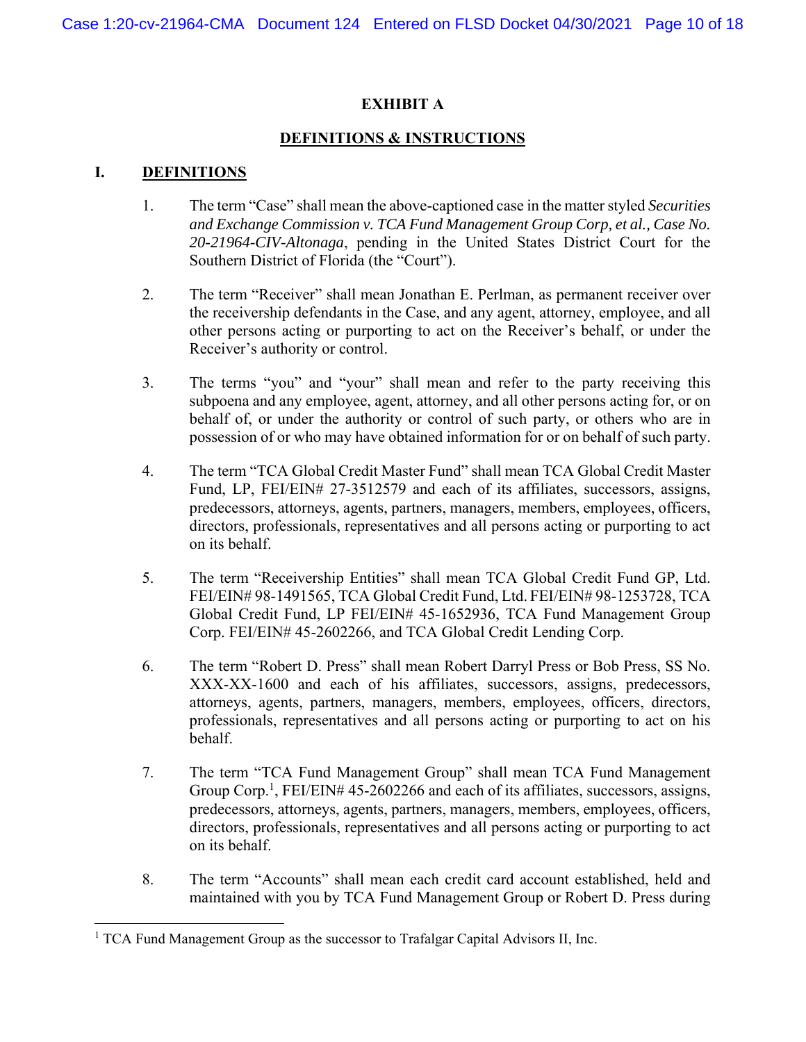# EXHIBIT A

## DEFINITIONS & INSTRUCTIONS

### I. DEFINITIONS

1. The term "Case" shall mean the above-captioned case in the matter styled *Securities and Exchange Commission v. TCA Fund Management Group Corp, et al., Case No. 20-21964-CIV-Altonaga*, pending in the United States District Court for the Southern District of Florida (the "Court").

2. The term "Receiver" shall mean Jonathan E. Perlman, as permanent receiver over the receivership defendants in the Case, and any agent, attorney, employee, and all other persons acting or purporting to act on the Receiver's behalf, or under the Receiver's authority or control.

3. The terms "you" and "your" shall mean and refer to the party receiving this subpoena and any employee, agent, attorney, and all other persons acting for, or on behalf of, or under the authority or control of such party, or others who are in possession of or who may have obtained information for or on behalf of such party.

4. The term "TCA Global Credit Master Fund" shall mean TCA Global Credit Master Fund, LP, FEI/EIN# 27-3512579 and each of its affiliates, successors, assigns, predecessors, attorneys, agents, partners, managers, members, employees, officers, directors, professionals, representatives and all persons acting or purporting to act on its behalf.

5. The term "Receivership Entities" shall mean TCA Global Credit Fund GP, Ltd. FEI/EIN# 98-1491565, TCA Global Credit Fund, Ltd. FEI/EIN# 98-1253728, TCA Global Credit Fund, LP FEI/EIN# 45-1652936, TCA Fund Management Group Corp. FEI/EIN# 45-2602266, and TCA Global Credit Lending Corp.

6. The term "Robert D. Press" shall mean Robert Darryl Press or Bob Press, SS No. XXX-XX-1600 and each of his affiliates, successors, assigns, predecessors, attorneys, agents, partners, managers, members, employees, officers, directors, professionals, representatives and all persons acting or purporting to act on his behalf.

7. The term "TCA Fund Management Group" shall mean TCA Fund Management Group Corp.[1], FEI/EIN# 45-2602266 and each of its affiliates, successors, assigns, predecessors, attorneys, agents, partners, managers, members, employees, officers, directors, professionals, representatives and all persons acting or purporting to act on its behalf.

8. The term "Accounts" shall mean each credit card account established, held and maintained with you by TCA Fund Management Group or Robert D. Press during

---

[1] TCA Fund Management Group as the successor to Trafalgar Capital Advisors II, Inc.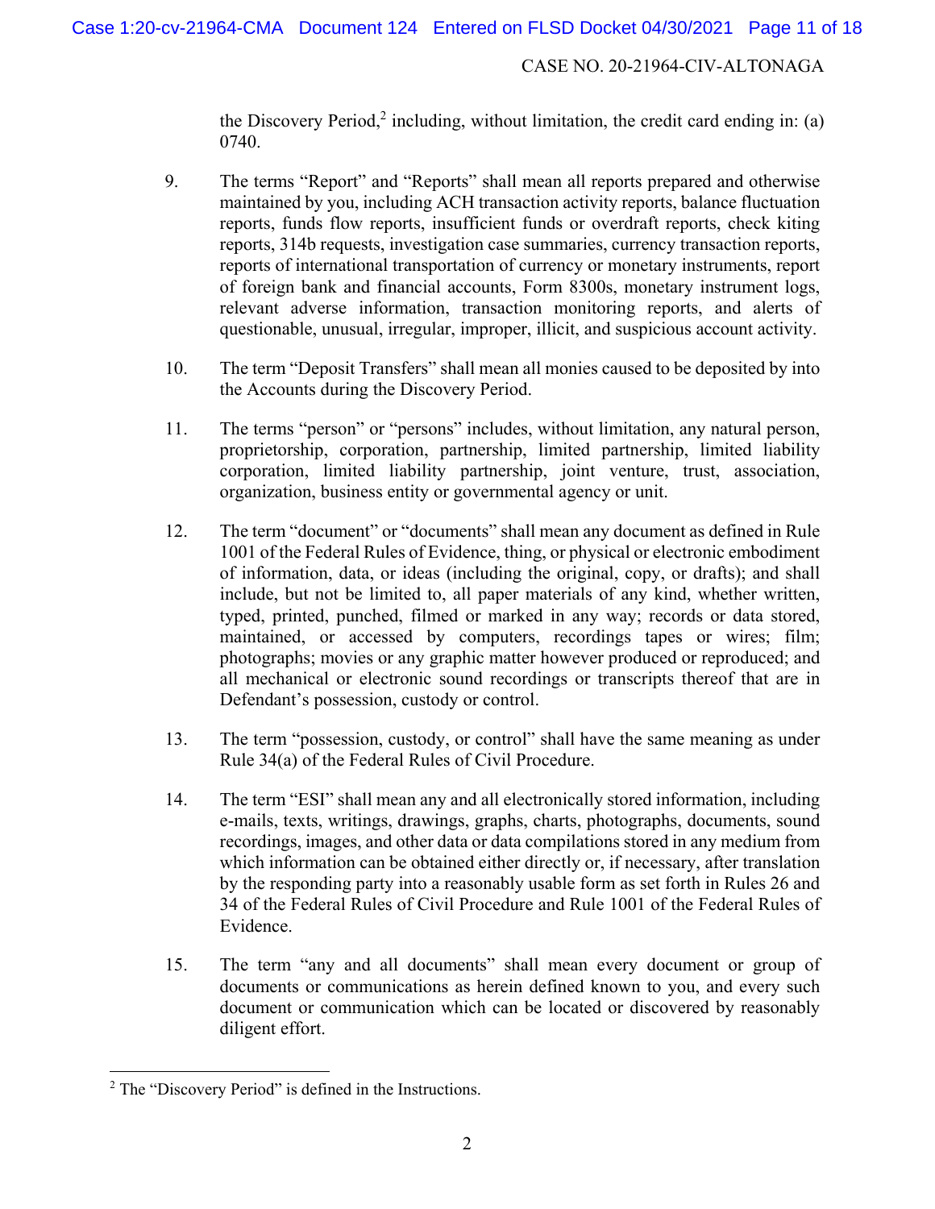the Discovery Period,[2] including, without limitation, the credit card ending in: (a) 0740.

9. The terms "Report" and "Reports" shall mean all reports prepared and otherwise maintained by you, including ACH transaction activity reports, balance fluctuation reports, funds flow reports, insufficient funds or overdraft reports, check kiting reports, 314b requests, investigation case summaries, currency transaction reports, reports of international transportation of currency or monetary instruments, report of foreign bank and financial accounts, Form 8300s, monetary instrument logs, relevant adverse information, transaction monitoring reports, and alerts of questionable, unusual, irregular, improper, illicit, and suspicious account activity.

10. The term "Deposit Transfers" shall mean all monies caused to be deposited by into the Accounts during the Discovery Period.

11. The terms "person" or "persons" includes, without limitation, any natural person, proprietorship, corporation, partnership, limited partnership, limited liability corporation, limited liability partnership, joint venture, trust, association, organization, business entity or governmental agency or unit.

12. The term "document" or "documents" shall mean any document as defined in Rule 1001 of the Federal Rules of Evidence, thing, or physical or electronic embodiment of information, data, or ideas (including the original, copy, or drafts); and shall include, but not be limited to, all paper materials of any kind, whether written, typed, printed, punched, filmed or marked in any way; records or data stored, maintained, or accessed by computers, recordings tapes or wires; film; photographs; movies or any graphic matter however produced or reproduced; and all mechanical or electronic sound recordings or transcripts thereof that are in Defendant's possession, custody or control.

13. The term "possession, custody, or control" shall have the same meaning as under Rule 34(a) of the Federal Rules of Civil Procedure.

14. The term "ESI" shall mean any and all electronically stored information, including e-mails, texts, writings, drawings, graphs, charts, photographs, documents, sound recordings, images, and other data or data compilations stored in any medium from which information can be obtained either directly or, if necessary, after translation by the responding party into a reasonably usable form as set forth in Rules 26 and 34 of the Federal Rules of Civil Procedure and Rule 1001 of the Federal Rules of Evidence.

15. The term "any and all documents" shall mean every document or group of documents or communications as herein defined known to you, and every such document or communication which can be located or discovered by reasonably diligent effort.

---

[2] The "Discovery Period" is defined in the Instructions.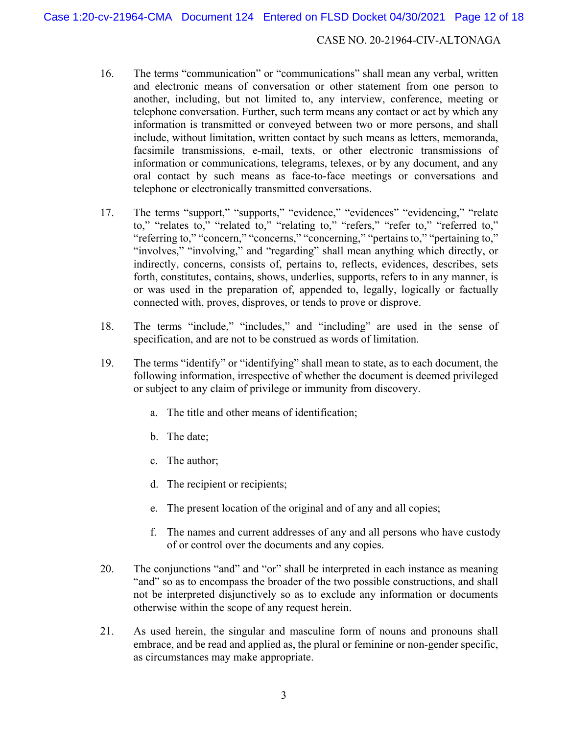CASE NO. 20-21964-CIV-ALTONAGA

16. The terms "communication" or "communications" shall mean any verbal, written and electronic means of conversation or other statement from one person to another, including, but not limited to, any interview, conference, meeting or telephone conversation. Further, such term means any contact or act by which any information is transmitted or conveyed between two or more persons, and shall include, without limitation, written contact by such means as letters, memoranda, facsimile transmissions, e-mail, texts, or other electronic transmissions of information or communications, telegrams, telexes, or by any document, and any oral contact by such means as face-to-face meetings or conversations and telephone or electronically transmitted conversations.

17. The terms "support," "supports," "evidence," "evidences" "evidencing," "relate to," "relates to," "related to," "relating to," "refers," "refer to," "referred to," "referring to," "concern," "concerns," "concerning," "pertains to," "pertaining to," "involves," "involving," and "regarding" shall mean anything which directly, or indirectly, concerns, consists of, pertains to, reflects, evidences, describes, sets forth, constitutes, contains, shows, underlies, supports, refers to in any manner, is or was used in the preparation of, appended to, legally, logically or factually connected with, proves, disproves, or tends to prove or disprove.

18. The terms "include," "includes," and "including" are used in the sense of specification, and are not to be construed as words of limitation.

19. The terms "identify" or "identifying" shall mean to state, as to each document, the following information, irrespective of whether the document is deemed privileged or subject to any claim of privilege or immunity from discovery.

   a. The title and other means of identification;

   b. The date;

   c. The author;

   d. The recipient or recipients;

   e. The present location of the original and of any and all copies;

   f. The names and current addresses of any and all persons who have custody of or control over the documents and any copies.

20. The conjunctions "and" and "or" shall be interpreted in each instance as meaning "and" so as to encompass the broader of the two possible constructions, and shall not be interpreted disjunctively so as to exclude any information or documents otherwise within the scope of any request herein.

21. As used herein, the singular and masculine form of nouns and pronouns shall embrace, and be read and applied as, the plural or feminine or non-gender specific, as circumstances may make appropriate.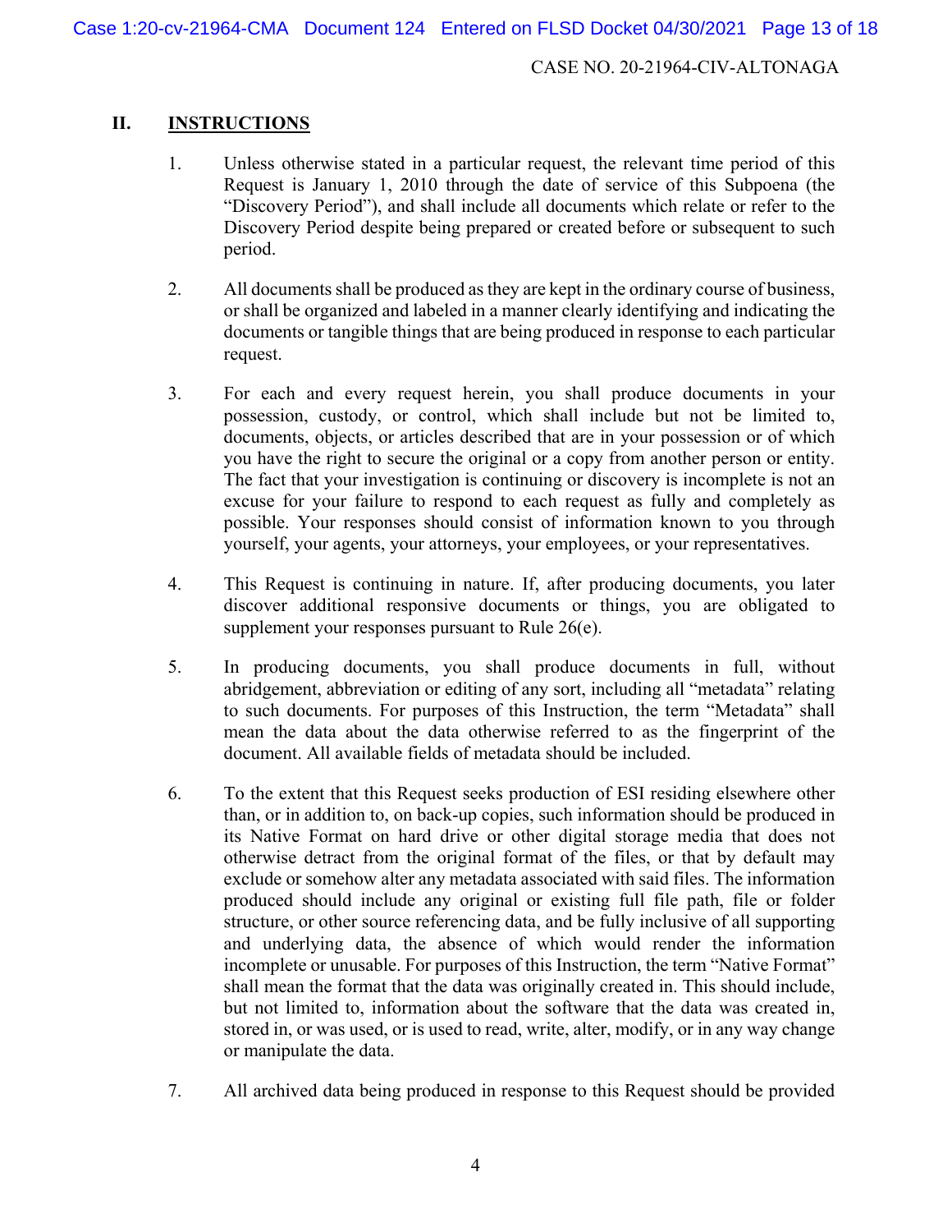## II. INSTRUCTIONS

1. Unless otherwise stated in a particular request, the relevant time period of this Request is January 1, 2010 through the date of service of this Subpoena (the "Discovery Period"), and shall include all documents which relate or refer to the Discovery Period despite being prepared or created before or subsequent to such period.

2. All documents shall be produced as they are kept in the ordinary course of business, or shall be organized and labeled in a manner clearly identifying and indicating the documents or tangible things that are being produced in response to each particular request.

3. For each and every request herein, you shall produce documents in your possession, custody, or control, which shall include but not be limited to, documents, objects, or articles described that are in your possession or of which you have the right to secure the original or a copy from another person or entity. The fact that your investigation is continuing or discovery is incomplete is not an excuse for your failure to respond to each request as fully and completely as possible. Your responses should consist of information known to you through yourself, your agents, your attorneys, your employees, or your representatives.

4. This Request is continuing in nature. If, after producing documents, you later discover additional responsive documents or things, you are obligated to supplement your responses pursuant to Rule 26(e).

5. In producing documents, you shall produce documents in full, without abridgement, abbreviation or editing of any sort, including all "metadata" relating to such documents. For purposes of this Instruction, the term "Metadata" shall mean the data about the data otherwise referred to as the fingerprint of the document. All available fields of metadata should be included.

6. To the extent that this Request seeks production of ESI residing elsewhere other than, or in addition to, on back-up copies, such information should be produced in its Native Format on hard drive or other digital storage media that does not otherwise detract from the original format of the files, or that by default may exclude or somehow alter any metadata associated with said files. The information produced should include any original or existing full file path, file or folder structure, or other source referencing data, and be fully inclusive of all supporting and underlying data, the absence of which would render the information incomplete or unusable. For purposes of this Instruction, the term "Native Format" shall mean the format that the data was originally created in. This should include, but not limited to, information about the software that the data was created in, stored in, or was used, or is used to read, write, alter, modify, or in any way change or manipulate the data.

7. All archived data being produced in response to this Request should be provided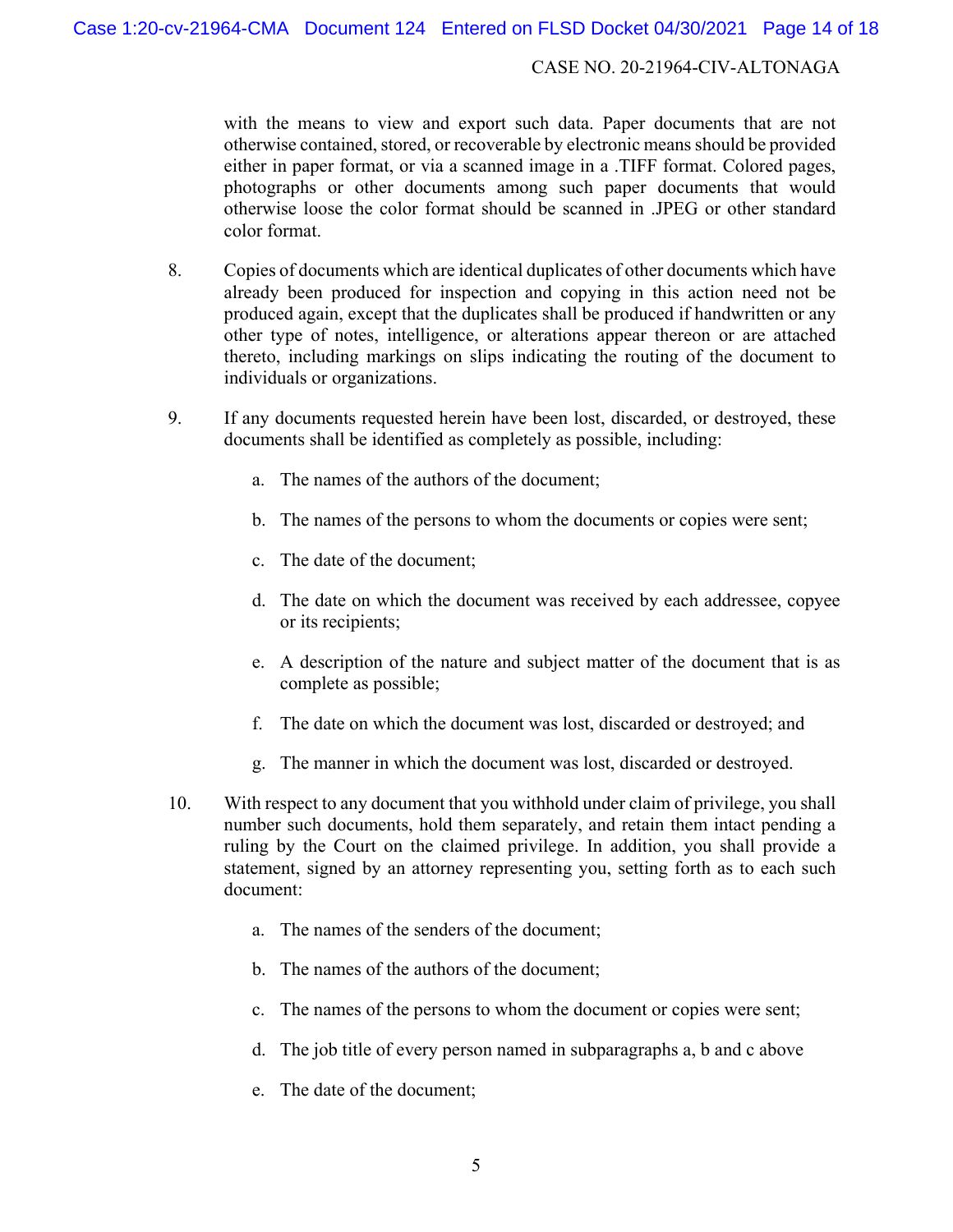with the means to view and export such data. Paper documents that are not otherwise contained, stored, or recoverable by electronic means should be provided either in paper format, or via a scanned image in a .TIFF format. Colored pages, photographs or other documents among such paper documents that would otherwise loose the color format should be scanned in .JPEG or other standard color format.

8. Copies of documents which are identical duplicates of other documents which have already been produced for inspection and copying in this action need not be produced again, except that the duplicates shall be produced if handwritten or any other type of notes, intelligence, or alterations appear thereon or are attached thereto, including markings on slips indicating the routing of the document to individuals or organizations.

9. If any documents requested herein have been lost, discarded, or destroyed, these documents shall be identified as completely as possible, including:

   a. The names of the authors of the document;

   b. The names of the persons to whom the documents or copies were sent;

   c. The date of the document;

   d. The date on which the document was received by each addressee, copyee or its recipients;

   e. A description of the nature and subject matter of the document that is as complete as possible;

   f. The date on which the document was lost, discarded or destroyed; and

   g. The manner in which the document was lost, discarded or destroyed.

10. With respect to any document that you withhold under claim of privilege, you shall number such documents, hold them separately, and retain them intact pending a ruling by the Court on the claimed privilege. In addition, you shall provide a statement, signed by an attorney representing you, setting forth as to each such document:

   a. The names of the senders of the document;

   b. The names of the authors of the document;

   c. The names of the persons to whom the document or copies were sent;

   d. The job title of every person named in subparagraphs a, b and c above

   e. The date of the document;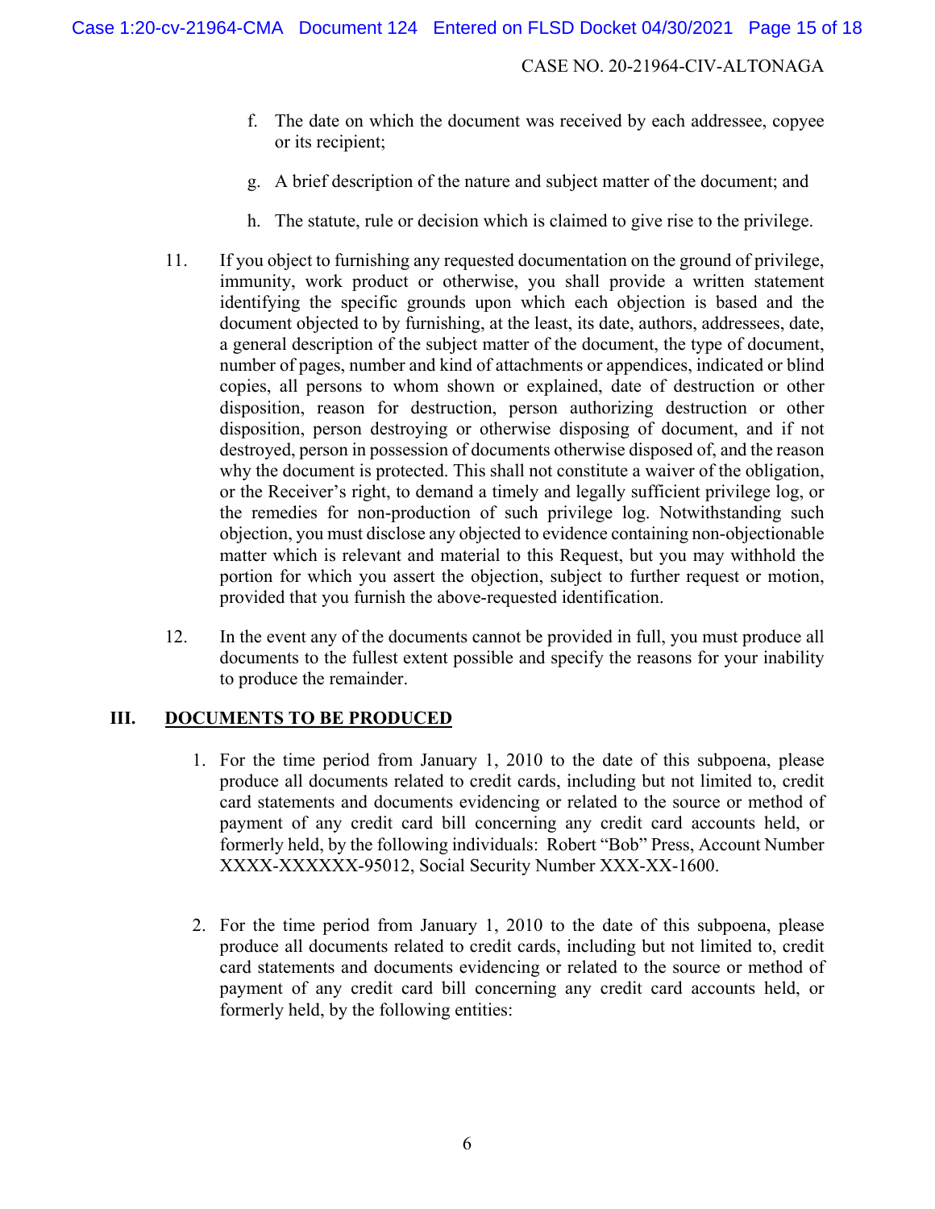f. The date on which the document was received by each addressee, copyee or its recipient;

g. A brief description of the nature and subject matter of the document; and

h. The statute, rule or decision which is claimed to give rise to the privilege.

11. If you object to furnishing any requested documentation on the ground of privilege, immunity, work product or otherwise, you shall provide a written statement identifying the specific grounds upon which each objection is based and the document objected to by furnishing, at the least, its date, authors, addressees, date, a general description of the subject matter of the document, the type of document, number of pages, number and kind of attachments or appendices, indicated or blind copies, all persons to whom shown or explained, date of destruction or other disposition, reason for destruction, person authorizing destruction or other disposition, person destroying or otherwise disposing of document, and if not destroyed, person in possession of documents otherwise disposed of, and the reason why the document is protected. This shall not constitute a waiver of the obligation, or the Receiver's right, to demand a timely and legally sufficient privilege log, or the remedies for non-production of such privilege log. Notwithstanding such objection, you must disclose any objected to evidence containing non-objectionable matter which is relevant and material to this Request, but you may withhold the portion for which you assert the objection, subject to further request or motion, provided that you furnish the above-requested identification.

12. In the event any of the documents cannot be provided in full, you must produce all documents to the fullest extent possible and specify the reasons for your inability to produce the remainder.

## III. DOCUMENTS TO BE PRODUCED

1. For the time period from January 1, 2010 to the date of this subpoena, please produce all documents related to credit cards, including but not limited to, credit card statements and documents evidencing or related to the source or method of payment of any credit card bill concerning any credit card accounts held, or formerly held, by the following individuals: Robert "Bob" Press, Account Number XXXX-XXXXXX-95012, Social Security Number XXX-XX-1600.

2. For the time period from January 1, 2010 to the date of this subpoena, please produce all documents related to credit cards, including but not limited to, credit card statements and documents evidencing or related to the source or method of payment of any credit card bill concerning any credit card accounts held, or formerly held, by the following entities: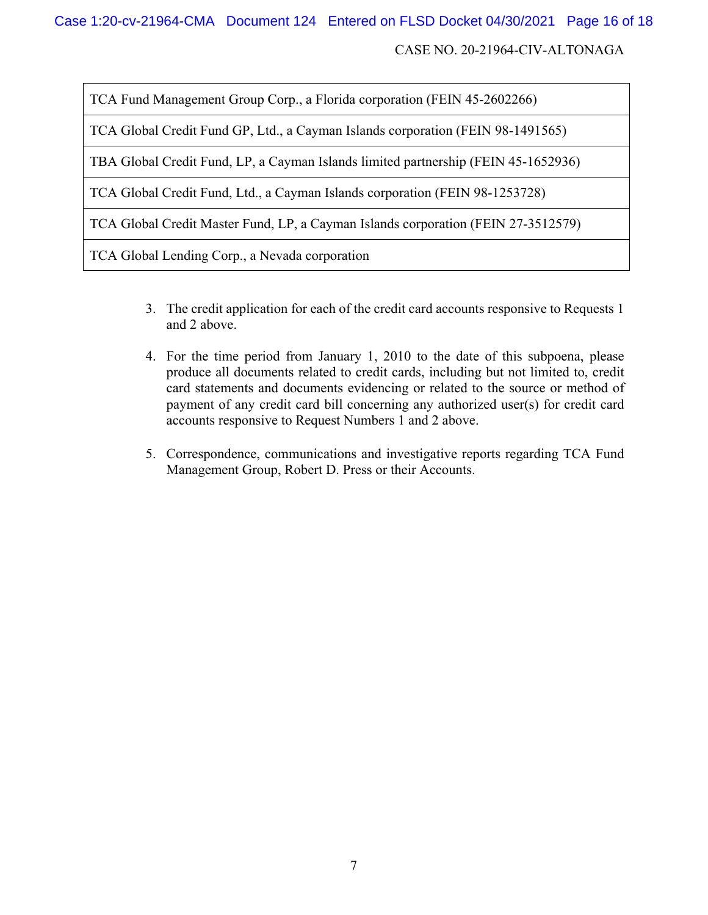| TCA Fund Management Group Corp., a Florida corporation (FEIN 45-2602266) |
|---|
| TCA Global Credit Fund GP, Ltd., a Cayman Islands corporation (FEIN 98-1491565) |
| TBA Global Credit Fund, LP, a Cayman Islands limited partnership (FEIN 45-1652936) |
| TCA Global Credit Fund, Ltd., a Cayman Islands corporation (FEIN 98-1253728) |
| TCA Global Credit Master Fund, LP, a Cayman Islands corporation (FEIN 27-3512579) |
| TCA Global Lending Corp., a Nevada corporation |

3. The credit application for each of the credit card accounts responsive to Requests 1 and 2 above.

4. For the time period from January 1, 2010 to the date of this subpoena, please produce all documents related to credit cards, including but not limited to, credit card statements and documents evidencing or related to the source or method of payment of any credit card bill concerning any authorized user(s) for credit card accounts responsive to Request Numbers 1 and 2 above.

5. Correspondence, communications and investigative reports regarding TCA Fund Management Group, Robert D. Press or their Accounts.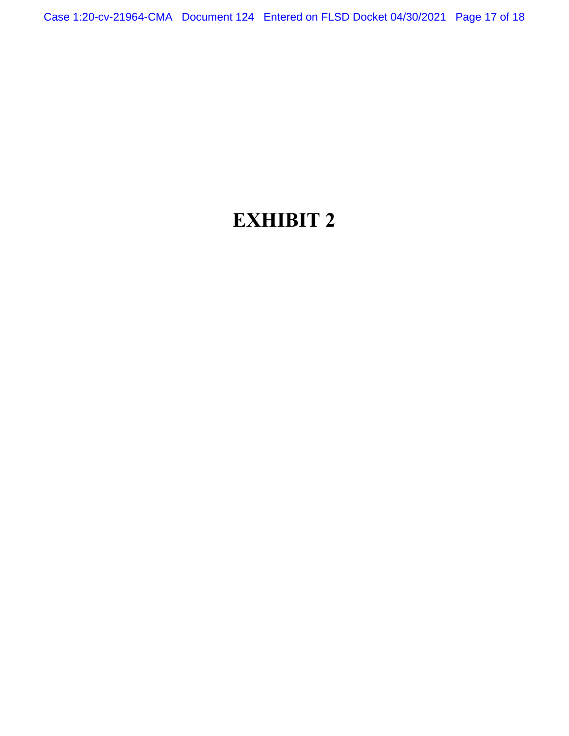# EXHIBIT 2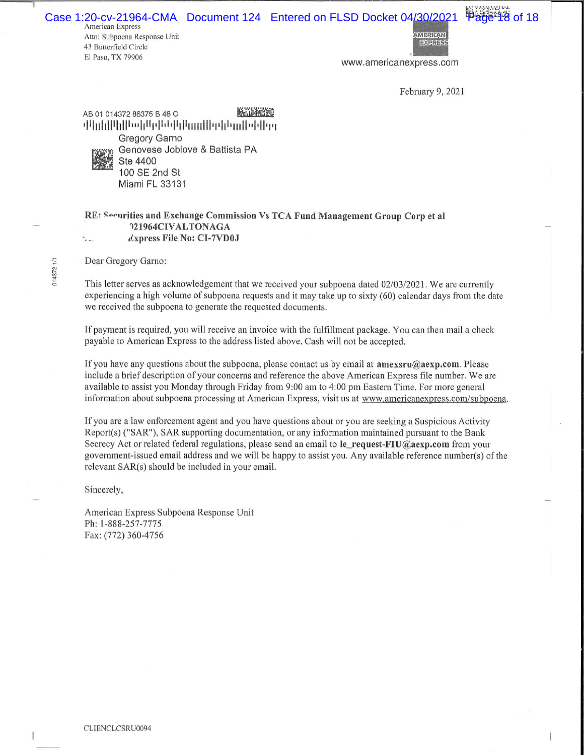American Express
Attn: Subpoena Response Unit
43 Butterfield Circle
El Paso, TX 79906

www.americanexpress.com

February 9, 2021

AB 01 014372 86375 B 48 C

Gregory Garno
Genovese Joblove & Battista PA
Ste 4400
100 SE 2nd St
Miami FL 33131

**RE: Securities and Exchange Commission Vs TCA Fund Management Group Corp et al**
**121964CIVALTONAGA**
**Express File No: CI-7VD0J**

Dear Gregory Garno:

This letter serves as acknowledgement that we received your subpoena dated 02/03/2021. We are currently experiencing a high volume of subpoena requests and it may take up to sixty (60) calendar days from the date we received the subpoena to generate the requested documents.

If payment is required, you will receive an invoice with the fulfillment package. You can then mail a check payable to American Express to the address listed above. Cash will not be accepted.

If you have any questions about the subpoena, please contact us by email at **amexsru@aexp.com**. Please include a brief description of your concerns and reference the above American Express file number. We are available to assist you Monday through Friday from 9:00 am to 4:00 pm Eastern Time. For more general information about subpoena processing at American Express, visit us at www.americanexpress.com/subpoena.

If you are a law enforcement agent and you have questions about or you are seeking a Suspicious Activity Report(s) ("SAR"), SAR supporting documentation, or any information maintained pursuant to the Bank Secrecy Act or related federal regulations, please send an email to **le_request-FIU@aexp.com** from your government-issued email address and we will be happy to assist you. Any available reference number(s) of the relevant SAR(s) should be included in your email.

Sincerely,

American Express Subpoena Response Unit
Ph: 1-888-257-7775
Fax: (772) 360-4756

CLIENCLCSRU0094